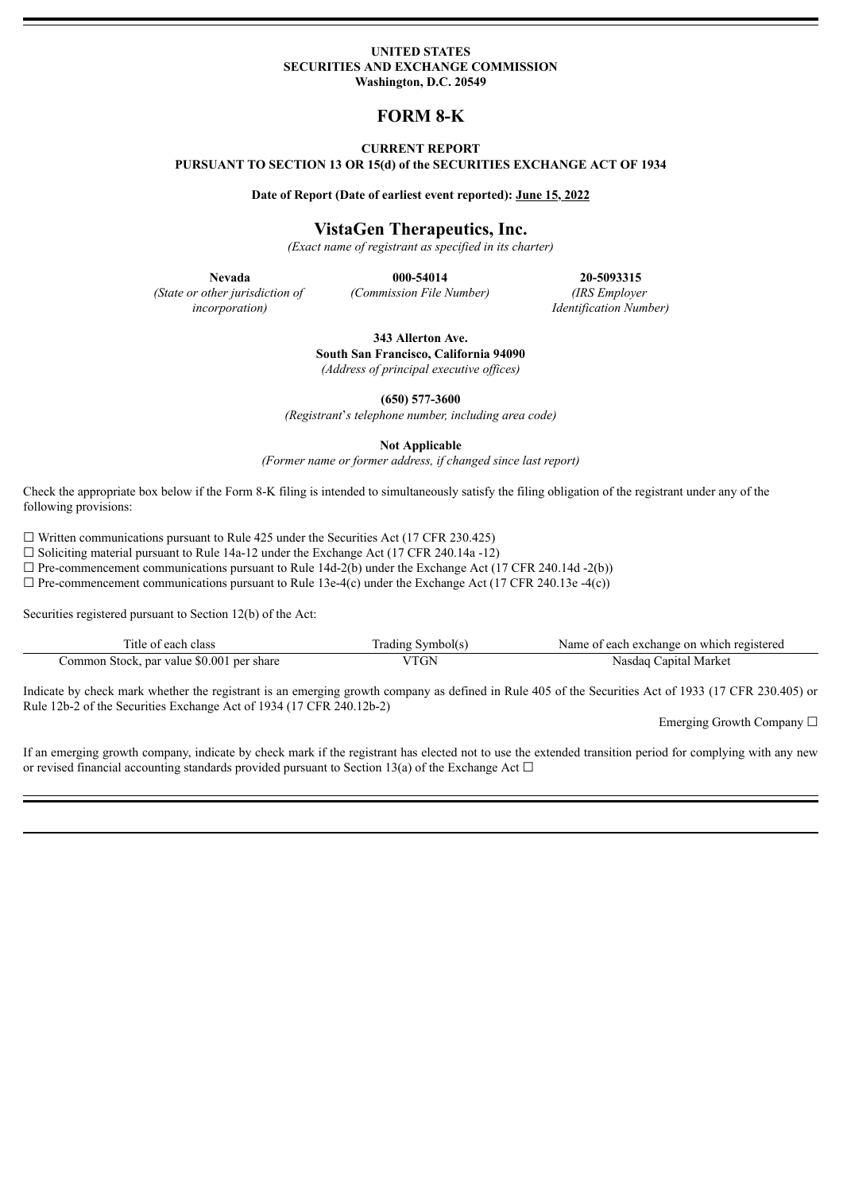**UNITED STATES**
**SECURITIES AND EXCHANGE COMMISSION**
**Washington, D.C. 20549**

# FORM 8-K

**CURRENT REPORT**
**PURSUANT TO SECTION 13 OR 15(d) of the SECURITIES EXCHANGE ACT OF 1934**

**Date of Report (Date of earliest event reported): June 15, 2022**

## VistaGen Therapeutics, Inc.

*(Exact name of registrant as specified in its charter)*

| **Nevada** | **000-54014** | **20-5093315** |
|---|---|---|
| *(State or other jurisdiction of incorporation)* | *(Commission File Number)* | *(IRS Employer Identification Number)* |

**343 Allerton Ave.**
**South San Francisco, California 94090**
*(Address of principal executive offices)*

**(650) 577-3600**
*(Registrant's telephone number, including area code)*

**Not Applicable**
*(Former name or former address, if changed since last report)*

Check the appropriate box below if the Form 8-K filing is intended to simultaneously satisfy the filing obligation of the registrant under any of the following provisions:

☐ Written communications pursuant to Rule 425 under the Securities Act (17 CFR 230.425)
☐ Soliciting material pursuant to Rule 14a-12 under the Exchange Act (17 CFR 240.14a -12)
☐ Pre-commencement communications pursuant to Rule 14d-2(b) under the Exchange Act (17 CFR 240.14d -2(b))
☐ Pre-commencement communications pursuant to Rule 13e-4(c) under the Exchange Act (17 CFR 240.13e -4(c))

Securities registered pursuant to Section 12(b) of the Act:

| Title of each class | Trading Symbol(s) | Name of each exchange on which registered |
|---|---|---|
| Common Stock, par value $0.001 per share | VTGN | Nasdaq Capital Market |

Indicate by check mark whether the registrant is an emerging growth company as defined in Rule 405 of the Securities Act of 1933 (17 CFR 230.405) or Rule 12b-2 of the Securities Exchange Act of 1934 (17 CFR 240.12b-2)

Emerging Growth Company ☐

If an emerging growth company, indicate by check mark if the registrant has elected not to use the extended transition period for complying with any new or revised financial accounting standards provided pursuant to Section 13(a) of the Exchange Act ☐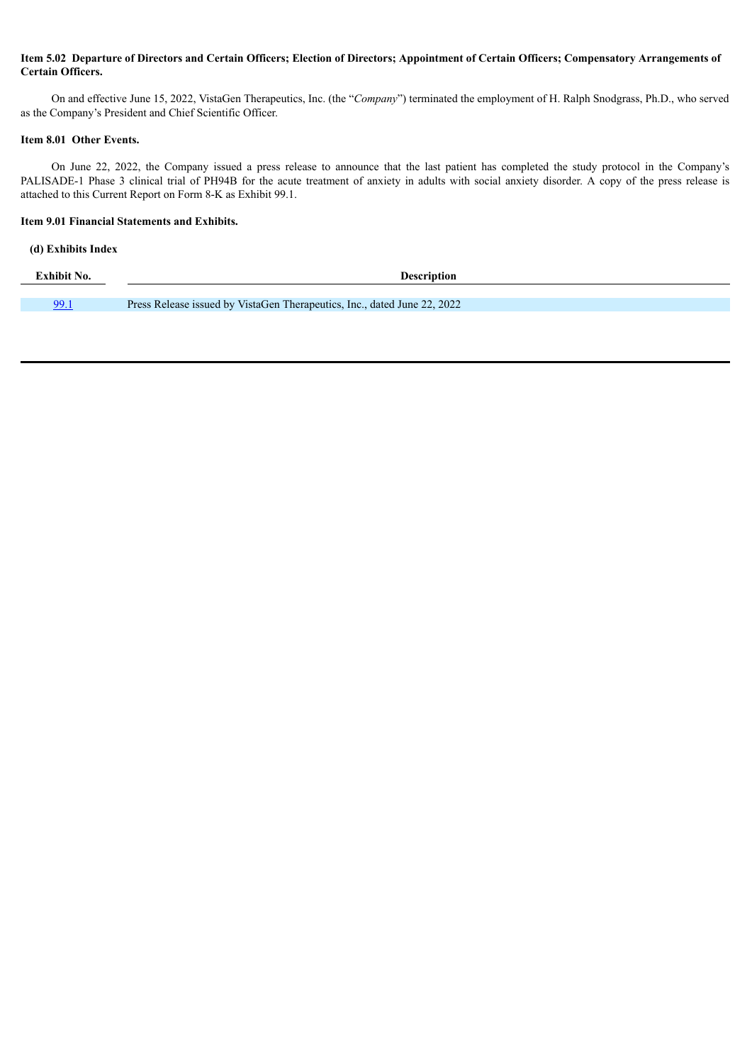**Item 5.02 Departure of Directors and Certain Officers; Election of Directors; Appointment of Certain Officers; Compensatory Arrangements of Certain Officers.**

On and effective June 15, 2022, VistaGen Therapeutics, Inc. (the "*Company*") terminated the employment of H. Ralph Snodgrass, Ph.D., who served as the Company's President and Chief Scientific Officer.

**Item 8.01 Other Events.**

On June 22, 2022, the Company issued a press release to announce that the last patient has completed the study protocol in the Company's PALISADE-1 Phase 3 clinical trial of PH94B for the acute treatment of anxiety in adults with social anxiety disorder. A copy of the press release is attached to this Current Report on Form 8-K as Exhibit 99.1.

**Item 9.01 Financial Statements and Exhibits.**

**(d) Exhibits Index**

| Exhibit No. | Description |
|---|---|
| 99.1 | Press Release issued by VistaGen Therapeutics, Inc., dated June 22, 2022 |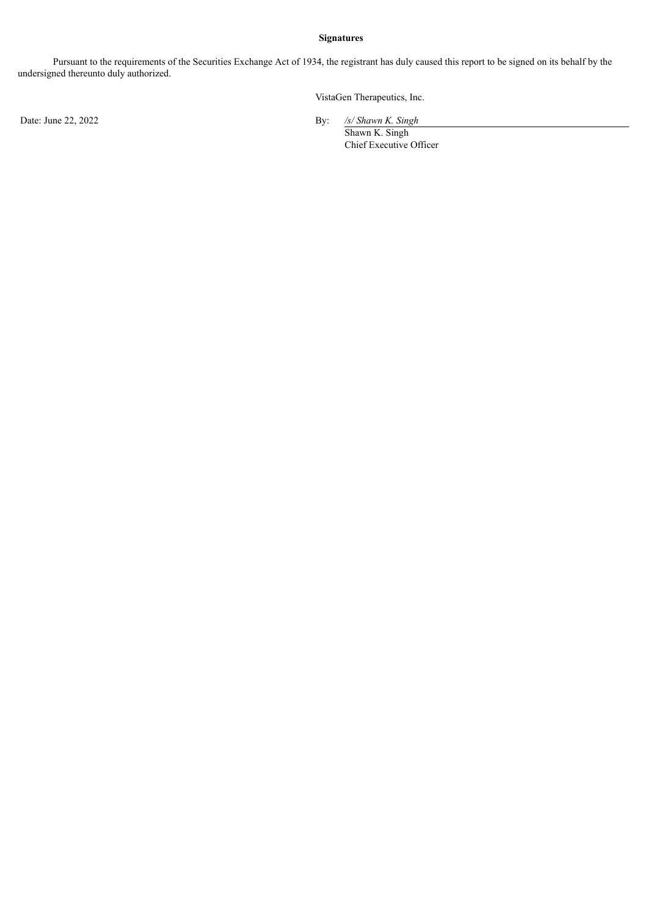**Signatures**

Pursuant to the requirements of the Securities Exchange Act of 1934, the registrant has duly caused this report to be signed on its behalf by the undersigned thereunto duly authorized.

VistaGen Therapeutics, Inc.

Date: June 22, 2022

By: */s/ Shawn K. Singh*
Shawn K. Singh
Chief Executive Officer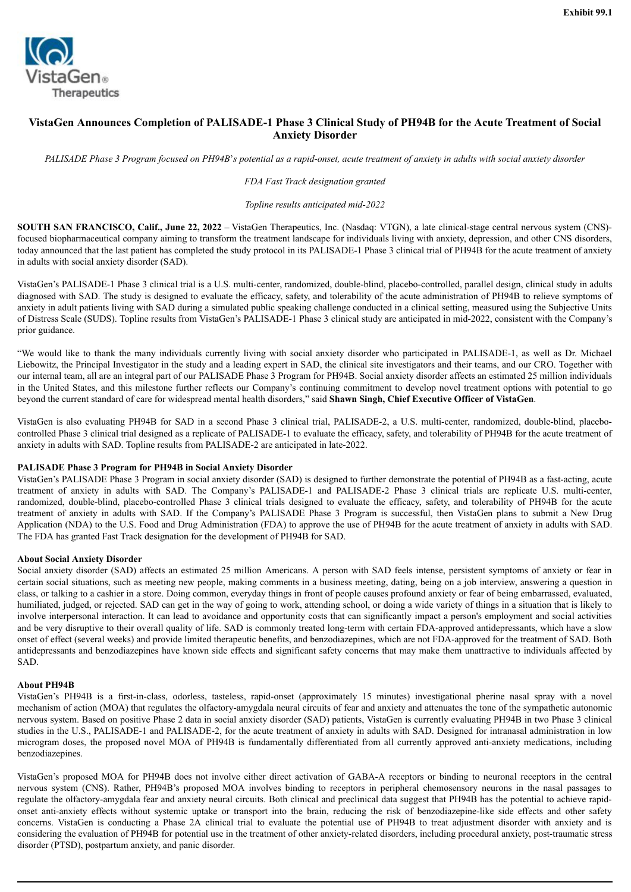**Exhibit 99.1**

VistaGen® Therapeutics

# VistaGen Announces Completion of PALISADE-1 Phase 3 Clinical Study of PH94B for the Acute Treatment of Social Anxiety Disorder

*PALISADE Phase 3 Program focused on PH94B's potential as a rapid-onset, acute treatment of anxiety in adults with social anxiety disorder*

*FDA Fast Track designation granted*

*Topline results anticipated mid-2022*

**SOUTH SAN FRANCISCO, Calif., June 22, 2022** – VistaGen Therapeutics, Inc. (Nasdaq: VTGN), a late clinical-stage central nervous system (CNS)-focused biopharmaceutical company aiming to transform the treatment landscape for individuals living with anxiety, depression, and other CNS disorders, today announced that the last patient has completed the study protocol in its PALISADE-1 Phase 3 clinical trial of PH94B for the acute treatment of anxiety in adults with social anxiety disorder (SAD).

VistaGen's PALISADE-1 Phase 3 clinical trial is a U.S. multi-center, randomized, double-blind, placebo-controlled, parallel design, clinical study in adults diagnosed with SAD. The study is designed to evaluate the efficacy, safety, and tolerability of the acute administration of PH94B to relieve symptoms of anxiety in adult patients living with SAD during a simulated public speaking challenge conducted in a clinical setting, measured using the Subjective Units of Distress Scale (SUDS). Topline results from VistaGen's PALISADE-1 Phase 3 clinical study are anticipated in mid-2022, consistent with the Company's prior guidance.

"We would like to thank the many individuals currently living with social anxiety disorder who participated in PALISADE-1, as well as Dr. Michael Liebowitz, the Principal Investigator in the study and a leading expert in SAD, the clinical site investigators and their teams, and our CRO. Together with our internal team, all are an integral part of our PALISADE Phase 3 Program for PH94B. Social anxiety disorder affects an estimated 25 million individuals in the United States, and this milestone further reflects our Company's continuing commitment to develop novel treatment options with potential to go beyond the current standard of care for widespread mental health disorders," said **Shawn Singh, Chief Executive Officer of VistaGen**.

VistaGen is also evaluating PH94B for SAD in a second Phase 3 clinical trial, PALISADE-2, a U.S. multi-center, randomized, double-blind, placebo-controlled Phase 3 clinical trial designed as a replicate of PALISADE-1 to evaluate the efficacy, safety, and tolerability of PH94B for the acute treatment of anxiety in adults with SAD. Topline results from PALISADE-2 are anticipated in late-2022.

**PALISADE Phase 3 Program for PH94B in Social Anxiety Disorder**

VistaGen's PALISADE Phase 3 Program in social anxiety disorder (SAD) is designed to further demonstrate the potential of PH94B as a fast-acting, acute treatment of anxiety in adults with SAD. The Company's PALISADE-1 and PALISADE-2 Phase 3 clinical trials are replicate U.S. multi-center, randomized, double-blind, placebo-controlled Phase 3 clinical trials designed to evaluate the efficacy, safety, and tolerability of PH94B for the acute treatment of anxiety in adults with SAD. If the Company's PALISADE Phase 3 Program is successful, then VistaGen plans to submit a New Drug Application (NDA) to the U.S. Food and Drug Administration (FDA) to approve the use of PH94B for the acute treatment of anxiety in adults with SAD. The FDA has granted Fast Track designation for the development of PH94B for SAD.

**About Social Anxiety Disorder**

Social anxiety disorder (SAD) affects an estimated 25 million Americans. A person with SAD feels intense, persistent symptoms of anxiety or fear in certain social situations, such as meeting new people, making comments in a business meeting, dating, being on a job interview, answering a question in class, or talking to a cashier in a store. Doing common, everyday things in front of people causes profound anxiety or fear of being embarrassed, evaluated, humiliated, judged, or rejected. SAD can get in the way of going to work, attending school, or doing a wide variety of things in a situation that is likely to involve interpersonal interaction. It can lead to avoidance and opportunity costs that can significantly impact a person's employment and social activities and be very disruptive to their overall quality of life. SAD is commonly treated long-term with certain FDA-approved antidepressants, which have a slow onset of effect (several weeks) and provide limited therapeutic benefits, and benzodiazepines, which are not FDA-approved for the treatment of SAD. Both antidepressants and benzodiazepines have known side effects and significant safety concerns that may make them unattractive to individuals affected by SAD.

**About PH94B**

VistaGen's PH94B is a first-in-class, odorless, tasteless, rapid-onset (approximately 15 minutes) investigational pherine nasal spray with a novel mechanism of action (MOA) that regulates the olfactory-amygdala neural circuits of fear and anxiety and attenuates the tone of the sympathetic autonomic nervous system. Based on positive Phase 2 data in social anxiety disorder (SAD) patients, VistaGen is currently evaluating PH94B in two Phase 3 clinical studies in the U.S., PALISADE-1 and PALISADE-2, for the acute treatment of anxiety in adults with SAD. Designed for intranasal administration in low microgram doses, the proposed novel MOA of PH94B is fundamentally differentiated from all currently approved anti-anxiety medications, including benzodiazepines.

VistaGen's proposed MOA for PH94B does not involve either direct activation of GABA-A receptors or binding to neuronal receptors in the central nervous system (CNS). Rather, PH94B's proposed MOA involves binding to receptors in peripheral chemosensory neurons in the nasal passages to regulate the olfactory-amygdala fear and anxiety neural circuits. Both clinical and preclinical data suggest that PH94B has the potential to achieve rapid-onset anti-anxiety effects without systemic uptake or transport into the brain, reducing the risk of benzodiazepine-like side effects and other safety concerns. VistaGen is conducting a Phase 2A clinical trial to evaluate the potential use of PH94B to treat adjustment disorder with anxiety and is considering the evaluation of PH94B for potential use in the treatment of other anxiety-related disorders, including procedural anxiety, post-traumatic stress disorder (PTSD), postpartum anxiety, and panic disorder.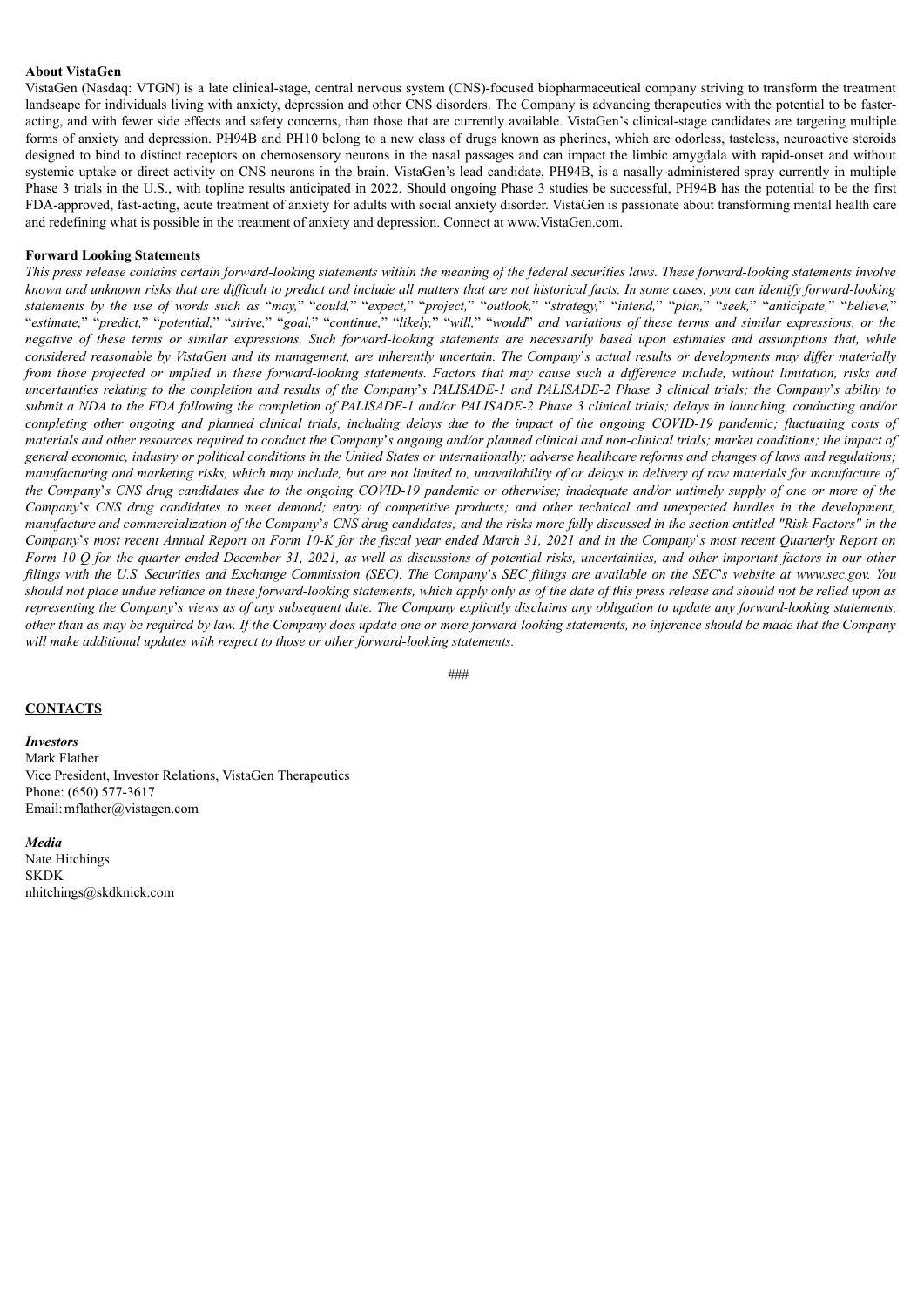**About VistaGen**

VistaGen (Nasdaq: VTGN) is a late clinical-stage, central nervous system (CNS)-focused biopharmaceutical company striving to transform the treatment landscape for individuals living with anxiety, depression and other CNS disorders. The Company is advancing therapeutics with the potential to be faster-acting, and with fewer side effects and safety concerns, than those that are currently available. VistaGen's clinical-stage candidates are targeting multiple forms of anxiety and depression. PH94B and PH10 belong to a new class of drugs known as pherines, which are odorless, tasteless, neuroactive steroids designed to bind to distinct receptors on chemosensory neurons in the nasal passages and can impact the limbic amygdala with rapid-onset and without systemic uptake or direct activity on CNS neurons in the brain. VistaGen's lead candidate, PH94B, is a nasally-administered spray currently in multiple Phase 3 trials in the U.S., with topline results anticipated in 2022. Should ongoing Phase 3 studies be successful, PH94B has the potential to be the first FDA-approved, fast-acting, acute treatment of anxiety for adults with social anxiety disorder. VistaGen is passionate about transforming mental health care and redefining what is possible in the treatment of anxiety and depression. Connect at www.VistaGen.com.

**Forward Looking Statements**

*This press release contains certain forward-looking statements within the meaning of the federal securities laws. These forward-looking statements involve known and unknown risks that are difficult to predict and include all matters that are not historical facts. In some cases, you can identify forward-looking statements by the use of words such as "may," "could," "expect," "project," "outlook," "strategy," "intend," "plan," "seek," "anticipate," "believe," "estimate," "predict," "potential," "strive," "goal," "continue," "likely," "will," "would" and variations of these terms and similar expressions, or the negative of these terms or similar expressions. Such forward-looking statements are necessarily based upon estimates and assumptions that, while considered reasonable by VistaGen and its management, are inherently uncertain. The Company's actual results or developments may differ materially from those projected or implied in these forward-looking statements. Factors that may cause such a difference include, without limitation, risks and uncertainties relating to the completion and results of the Company's PALISADE-1 and PALISADE-2 Phase 3 clinical trials; the Company's ability to submit a NDA to the FDA following the completion of PALISADE-1 and/or PALISADE-2 Phase 3 clinical trials; delays in launching, conducting and/or completing other ongoing and planned clinical trials, including delays due to the impact of the ongoing COVID-19 pandemic; fluctuating costs of materials and other resources required to conduct the Company's ongoing and/or planned clinical and non-clinical trials; market conditions; the impact of general economic, industry or political conditions in the United States or internationally; adverse healthcare reforms and changes of laws and regulations; manufacturing and marketing risks, which may include, but are not limited to, unavailability of or delays in delivery of raw materials for manufacture of the Company's CNS drug candidates due to the ongoing COVID-19 pandemic or otherwise; inadequate and/or untimely supply of one or more of the Company's CNS drug candidates to meet demand; entry of competitive products; and other technical and unexpected hurdles in the development, manufacture and commercialization of the Company's CNS drug candidates; and the risks more fully discussed in the section entitled "Risk Factors" in the Company's most recent Annual Report on Form 10-K for the fiscal year ended March 31, 2021 and in the Company's most recent Quarterly Report on Form 10-Q for the quarter ended December 31, 2021, as well as discussions of potential risks, uncertainties, and other important factors in our other filings with the U.S. Securities and Exchange Commission (SEC). The Company's SEC filings are available on the SEC's website at www.sec.gov. You should not place undue reliance on these forward-looking statements, which apply only as of the date of this press release and should not be relied upon as representing the Company's views as of any subsequent date. The Company explicitly disclaims any obligation to update any forward-looking statements, other than as may be required by law. If the Company does update one or more forward-looking statements, no inference should be made that the Company will make additional updates with respect to those or other forward-looking statements.*

###

**CONTACTS**

***Investors***
Mark Flather
Vice President, Investor Relations, VistaGen Therapeutics
Phone: (650) 577-3617
Email: mflather@vistagen.com

***Media***
Nate Hitchings
SKDK
nhitchings@skdknick.com